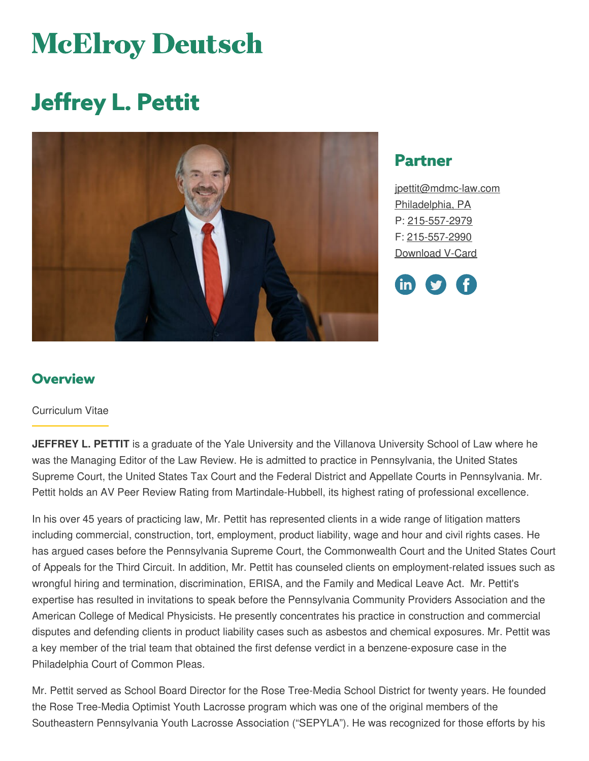# McElroy Deutsch

# Jeffrey L. Pettit

## Partner

jpettit@mdmc-law.com
Philadelphia, PA
P: 215-557-2979
F: 215-557-2990
Download V-Card

## Overview

Curriculum Vitae

**JEFFREY L. PETTIT** is a graduate of the Yale University and the Villanova University School of Law where he was the Managing Editor of the Law Review. He is admitted to practice in Pennsylvania, the United States Supreme Court, the United States Tax Court and the Federal District and Appellate Courts in Pennsylvania. Mr. Pettit holds an AV Peer Review Rating from Martindale-Hubbell, its highest rating of professional excellence.

In his over 45 years of practicing law, Mr. Pettit has represented clients in a wide range of litigation matters including commercial, construction, tort, employment, product liability, wage and hour and civil rights cases. He has argued cases before the Pennsylvania Supreme Court, the Commonwealth Court and the United States Court of Appeals for the Third Circuit. In addition, Mr. Pettit has counseled clients on employment-related issues such as wrongful hiring and termination, discrimination, ERISA, and the Family and Medical Leave Act. Mr. Pettit's expertise has resulted in invitations to speak before the Pennsylvania Community Providers Association and the American College of Medical Physicists. He presently concentrates his practice in construction and commercial disputes and defending clients in product liability cases such as asbestos and chemical exposures. Mr. Pettit was a key member of the trial team that obtained the first defense verdict in a benzene-exposure case in the Philadelphia Court of Common Pleas.

Mr. Pettit served as School Board Director for the Rose Tree-Media School District for twenty years. He founded the Rose Tree-Media Optimist Youth Lacrosse program which was one of the original members of the Southeastern Pennsylvania Youth Lacrosse Association ("SEPYLA"). He was recognized for those efforts by his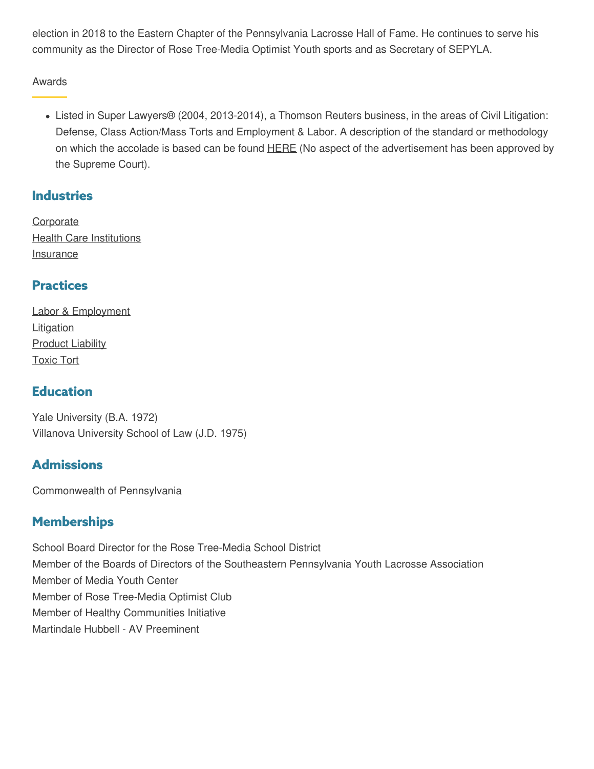election in 2018 to the Eastern Chapter of the Pennsylvania Lacrosse Hall of Fame. He continues to serve his community as the Director of Rose Tree-Media Optimist Youth sports and as Secretary of SEPYLA.

Awards

- Listed in Super Lawyers® (2004, 2013-2014), a Thomson Reuters business, in the areas of Civil Litigation: Defense, Class Action/Mass Torts and Employment & Labor. A description of the standard or methodology on which the accolade is based can be found HERE (No aspect of the advertisement has been approved by the Supreme Court).

## Industries

Corporate
Health Care Institutions
Insurance

## Practices

Labor & Employment
Litigation
Product Liability
Toxic Tort

## Education

Yale University (B.A. 1972)
Villanova University School of Law (J.D. 1975)

## Admissions

Commonwealth of Pennsylvania

## Memberships

School Board Director for the Rose Tree-Media School District
Member of the Boards of Directors of the Southeastern Pennsylvania Youth Lacrosse Association
Member of Media Youth Center
Member of Rose Tree-Media Optimist Club
Member of Healthy Communities Initiative
Martindale Hubbell - AV Preeminent